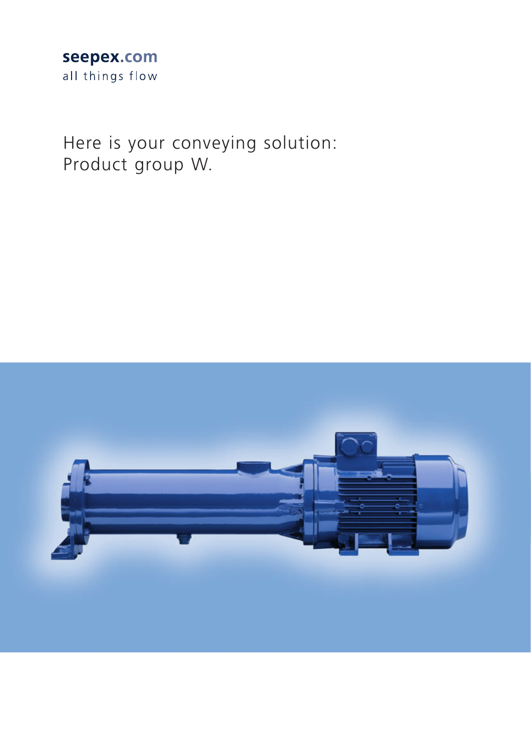**seepex.com**
all things flow

# Here is your conveying solution: Product group W.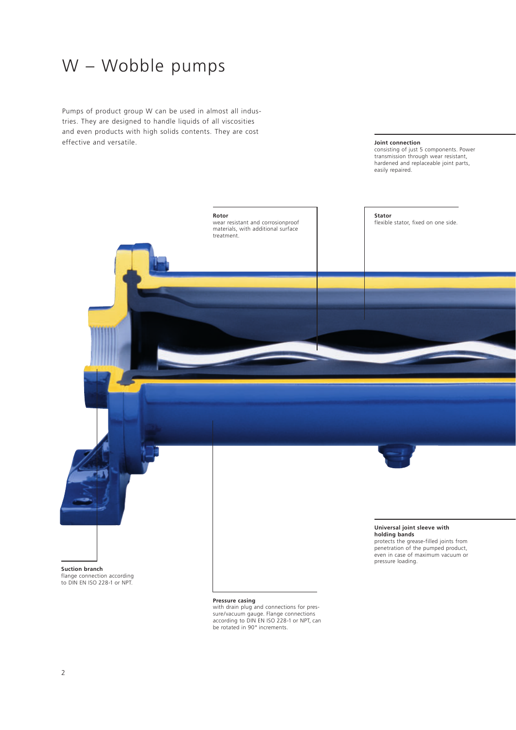# W – Wobble pumps

Pumps of product group W can be used in almost all industries. They are designed to handle liquids of all viscosities and even products with high solids contents. They are cost effective and versatile.

**Joint connection**
consisting of just 5 components. Power transmission through wear resistant, hardened and replaceable joint parts, easily repaired.

**Rotor**
wear resistant and corrosionproof materials, with additional surface treatment.

**Stator**
flexible stator, fixed on one side.

**Universal joint sleeve with holding bands**
protects the grease-filled joints from penetration of the pumped product, even in case of maximum vacuum or pressure loading.

**Suction branch**
flange connection according to DIN EN ISO 228-1 or NPT.

**Pressure casing**
with drain plug and connections for pressure/vacuum gauge. Flange connections according to DIN EN ISO 228-1 or NPT, can be rotated in 90° increments.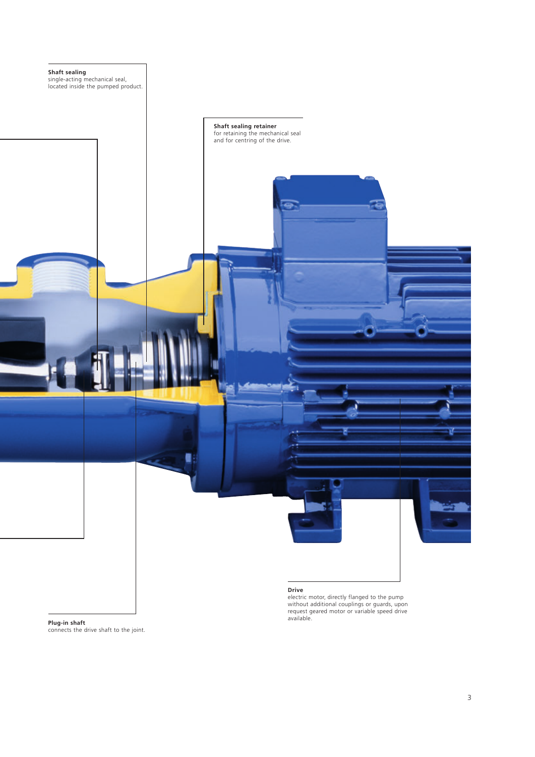**Shaft sealing**
single-acting mechanical seal, located inside the pumped product.

**Shaft sealing retainer**
for retaining the mechanical seal and for centring of the drive.

**Drive**
electric motor, directly flanged to the pump without additional couplings or guards, upon request geared motor or variable speed drive available.

**Plug-in shaft**
connects the drive shaft to the joint.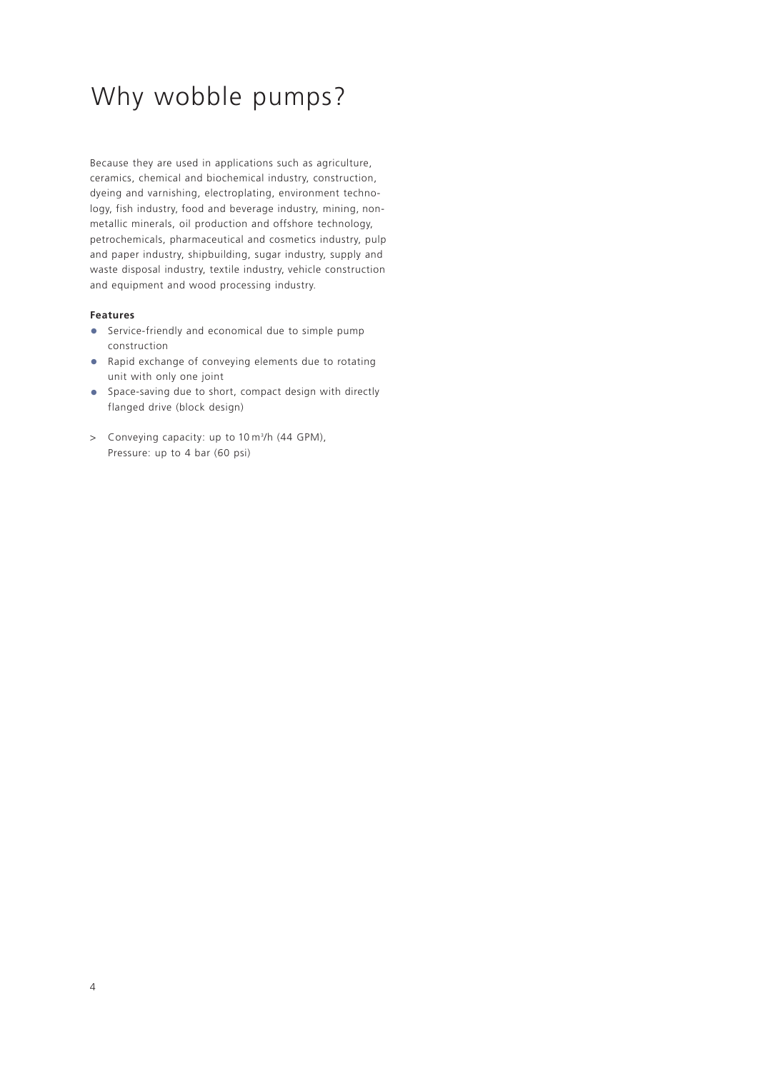# Why wobble pumps?

Because they are used in applications such as agriculture, ceramics, chemical and biochemical industry, construction, dyeing and varnishing, electroplating, environment technology, fish industry, food and beverage industry, mining, non-metallic minerals, oil production and offshore technology, petrochemicals, pharmaceutical and cosmetics industry, pulp and paper industry, shipbuilding, sugar industry, supply and waste disposal industry, textile industry, vehicle construction and equipment and wood processing industry.

**Features**

- Service-friendly and economical due to simple pump construction
- Rapid exchange of conveying elements due to rotating unit with only one joint
- Space-saving due to short, compact design with directly flanged drive (block design)

> Conveying capacity: up to 10 $m^3$/h (44 GPM), Pressure: up to 4 bar (60 psi)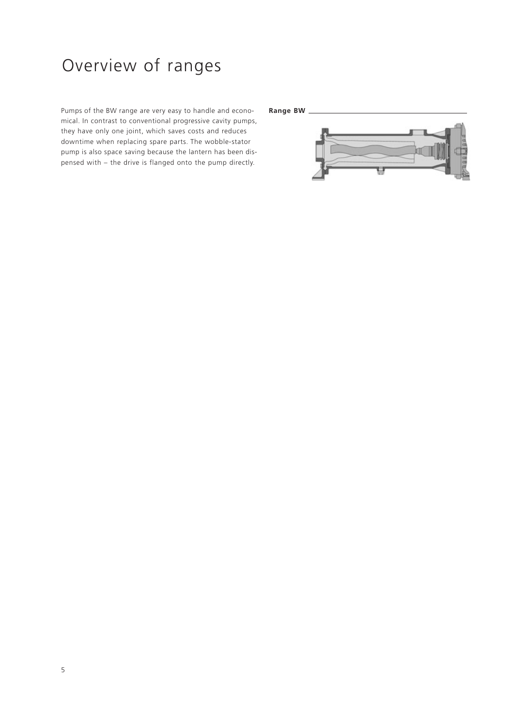# Overview of ranges

Pumps of the BW range are very easy to handle and economical. In contrast to conventional progressive cavity pumps, they have only one joint, which saves costs and reduces downtime when replacing spare parts. The wobble-stator pump is also space saving because the lantern has been dispensed with – the drive is flanged onto the pump directly.

**Range BW**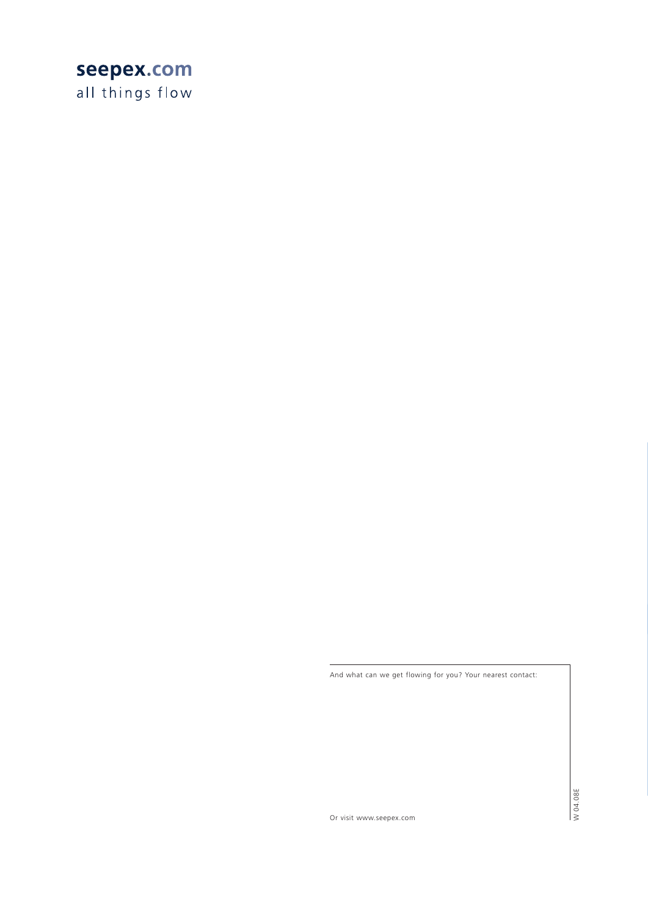**seepex.com**
all things flow

And what can we get flowing for you? Your nearest contact:

Or visit www.seepex.com

W 04.08E